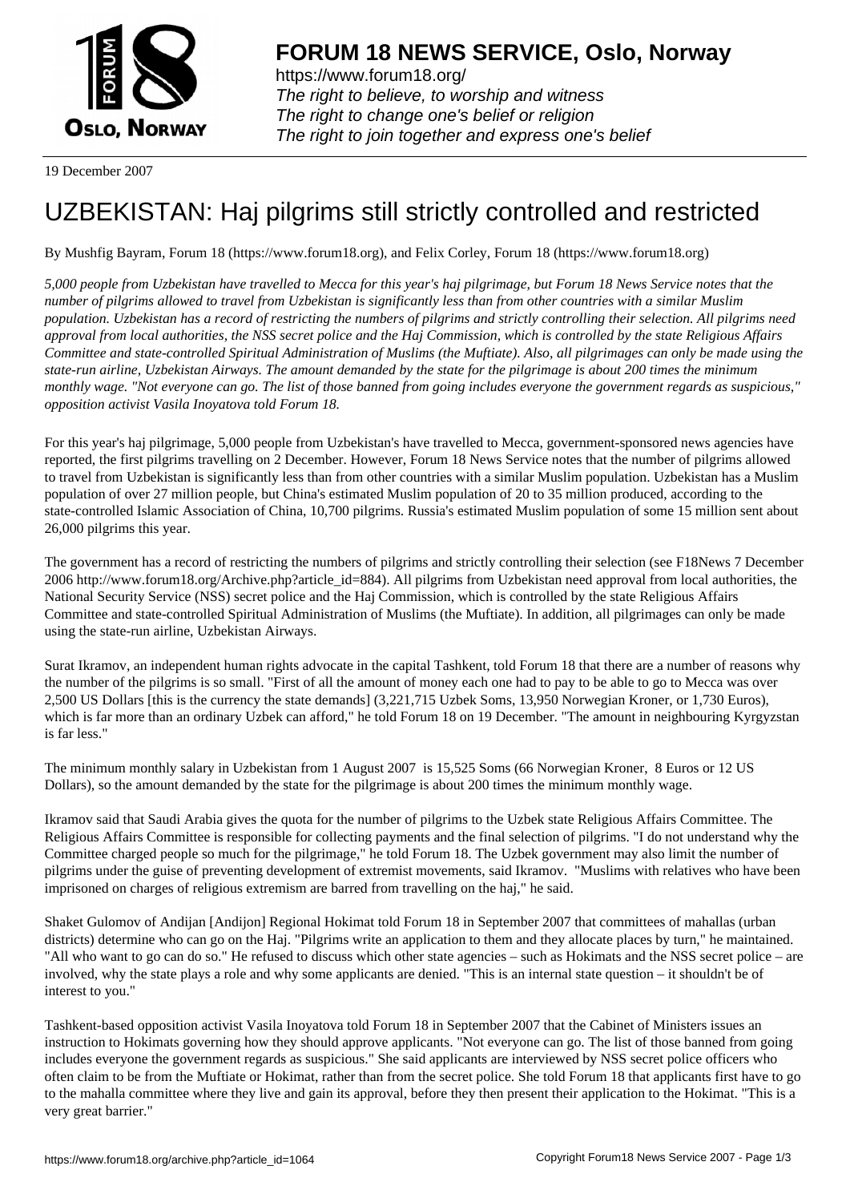**FORUM 18 NEWS SERVICE, Oslo, Norway**

https://www.forum18.org/
*The right to believe, to worship and witness*
*The right to change one's belief or religion*
*The right to join together and express one's belief*

19 December 2007

# UZBEKISTAN: Haj pilgrims still strictly controlled and restricted

By Mushfig Bayram, Forum 18 (https://www.forum18.org), and Felix Corley, Forum 18 (https://www.forum18.org)

*5,000 people from Uzbekistan have travelled to Mecca for this year's haj pilgrimage, but Forum 18 News Service notes that the number of pilgrims allowed to travel from Uzbekistan is significantly less than from other countries with a similar Muslim population. Uzbekistan has a record of restricting the numbers of pilgrims and strictly controlling their selection. All pilgrims need approval from local authorities, the NSS secret police and the Haj Commission, which is controlled by the state Religious Affairs Committee and state-controlled Spiritual Administration of Muslims (the Muftiate). Also, all pilgrimages can only be made using the state-run airline, Uzbekistan Airways. The amount demanded by the state for the pilgrimage is about 200 times the minimum monthly wage. "Not everyone can go. The list of those banned from going includes everyone the government regards as suspicious," opposition activist Vasila Inoyatova told Forum 18.*

For this year's haj pilgrimage, 5,000 people from Uzbekistan's have travelled to Mecca, government-sponsored news agencies have reported, the first pilgrims travelling on 2 December. However, Forum 18 News Service notes that the number of pilgrims allowed to travel from Uzbekistan is significantly less than from other countries with a similar Muslim population. Uzbekistan has a Muslim population of over 27 million people, but China's estimated Muslim population of 20 to 35 million produced, according to the state-controlled Islamic Association of China, 10,700 pilgrims. Russia's estimated Muslim population of some 15 million sent about 26,000 pilgrims this year.

The government has a record of restricting the numbers of pilgrims and strictly controlling their selection (see F18News 7 December 2006 http://www.forum18.org/Archive.php?article_id=884). All pilgrims from Uzbekistan need approval from local authorities, the National Security Service (NSS) secret police and the Haj Commission, which is controlled by the state Religious Affairs Committee and state-controlled Spiritual Administration of Muslims (the Muftiate). In addition, all pilgrimages can only be made using the state-run airline, Uzbekistan Airways.

Surat Ikramov, an independent human rights advocate in the capital Tashkent, told Forum 18 that there are a number of reasons why the number of the pilgrims is so small. "First of all the amount of money each one had to pay to be able to go to Mecca was over 2,500 US Dollars [this is the currency the state demands] (3,221,715 Uzbek Soms, 13,950 Norwegian Kroner, or 1,730 Euros), which is far more than an ordinary Uzbek can afford," he told Forum 18 on 19 December. "The amount in neighbouring Kyrgyzstan is far less."

The minimum monthly salary in Uzbekistan from 1 August 2007 is 15,525 Soms (66 Norwegian Kroner, 8 Euros or 12 US Dollars), so the amount demanded by the state for the pilgrimage is about 200 times the minimum monthly wage.

Ikramov said that Saudi Arabia gives the quota for the number of pilgrims to the Uzbek state Religious Affairs Committee. The Religious Affairs Committee is responsible for collecting payments and the final selection of pilgrims. "I do not understand why the Committee charged people so much for the pilgrimage," he told Forum 18. The Uzbek government may also limit the number of pilgrims under the guise of preventing development of extremist movements, said Ikramov. "Muslims with relatives who have been imprisoned on charges of religious extremism are barred from travelling on the haj," he said.

Shaket Gulomov of Andijan [Andijon] Regional Hokimat told Forum 18 in September 2007 that committees of mahallas (urban districts) determine who can go on the Haj. "Pilgrims write an application to them and they allocate places by turn," he maintained. "All who want to go can do so." He refused to discuss which other state agencies – such as Hokimats and the NSS secret police – are involved, why the state plays a role and why some applicants are denied. "This is an internal state question – it shouldn't be of interest to you."

Tashkent-based opposition activist Vasila Inoyatova told Forum 18 in September 2007 that the Cabinet of Ministers issues an instruction to Hokimats governing how they should approve applicants. "Not everyone can go. The list of those banned from going includes everyone the government regards as suspicious." She said applicants are interviewed by NSS secret police officers who often claim to be from the Muftiate or Hokimat, rather than from the secret police. She told Forum 18 that applicants first have to go to the mahalla committee where they live and gain its approval, before they then present their application to the Hokimat. "This is a very great barrier."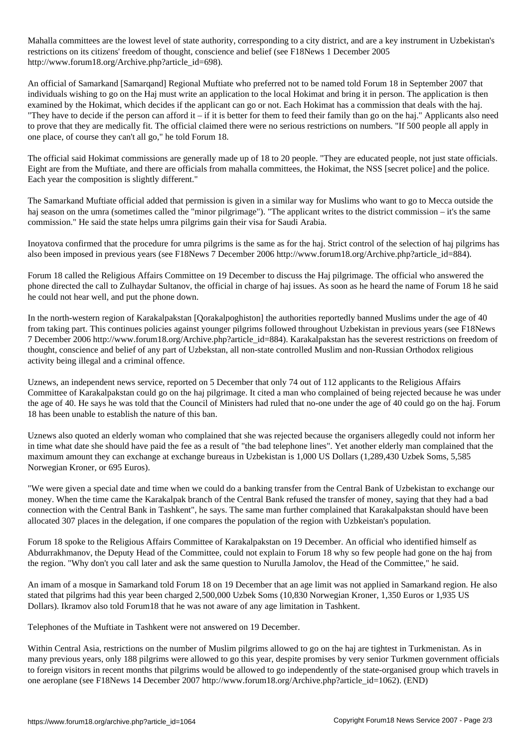Mahalla committees are the lowest level of state authority, corresponding to a city district, and are a key instrument in Uzbekistan's restrictions on its citizens' freedom of thought, conscience and belief (see F18News 1 December 2005 http://www.forum18.org/Archive.php?article_id=698).

An official of Samarkand [Samarqand] Regional Muftiate who preferred not to be named told Forum 18 in September 2007 that individuals wishing to go on the Haj must write an application to the local Hokimat and bring it in person. The application is then examined by the Hokimat, which decides if the applicant can go or not. Each Hokimat has a commission that deals with the haj. "They have to decide if the person can afford it – if it is better for them to feed their family than go on the haj." Applicants also need to prove that they are medically fit. The official claimed there were no serious restrictions on numbers. "If 500 people all apply in one place, of course they can't all go," he told Forum 18.

The official said Hokimat commissions are generally made up of 18 to 20 people. "They are educated people, not just state officials. Eight are from the Muftiate, and there are officials from mahalla committees, the Hokimat, the NSS [secret police] and the police. Each year the composition is slightly different."

The Samarkand Muftiate official added that permission is given in a similar way for Muslims who want to go to Mecca outside the haj season on the umra (sometimes called the "minor pilgrimage"). "The applicant writes to the district commission – it's the same commission." He said the state helps umra pilgrims gain their visa for Saudi Arabia.

Inoyatova confirmed that the procedure for umra pilgrims is the same as for the haj. Strict control of the selection of haj pilgrims has also been imposed in previous years (see F18News 7 December 2006 http://www.forum18.org/Archive.php?article_id=884).

Forum 18 called the Religious Affairs Committee on 19 December to discuss the Haj pilgrimage. The official who answered the phone directed the call to Zulhaydar Sultanov, the official in charge of haj issues. As soon as he heard the name of Forum 18 he said he could not hear well, and put the phone down.

In the north-western region of Karakalpakstan [Qorakalpoghiston] the authorities reportedly banned Muslims under the age of 40 from taking part. This continues policies against younger pilgrims followed throughout Uzbekistan in previous years (see F18News 7 December 2006 http://www.forum18.org/Archive.php?article_id=884). Karakalpakstan has the severest restrictions on freedom of thought, conscience and belief of any part of Uzbekstan, all non-state controlled Muslim and non-Russian Orthodox religious activity being illegal and a criminal offence.

Uznews, an independent news service, reported on 5 December that only 74 out of 112 applicants to the Religious Affairs Committee of Karakalpakstan could go on the haj pilgrimage. It cited a man who complained of being rejected because he was under the age of 40. He says he was told that the Council of Ministers had ruled that no-one under the age of 40 could go on the haj. Forum 18 has been unable to establish the nature of this ban.

Uznews also quoted an elderly woman who complained that she was rejected because the organisers allegedly could not inform her in time what date she should have paid the fee as a result of "the bad telephone lines". Yet another elderly man complained that the maximum amount they can exchange at exchange bureaus in Uzbekistan is 1,000 US Dollars (1,289,430 Uzbek Soms, 5,585 Norwegian Kroner, or 695 Euros).

"We were given a special date and time when we could do a banking transfer from the Central Bank of Uzbekistan to exchange our money. When the time came the Karakalpak branch of the Central Bank refused the transfer of money, saying that they had a bad connection with the Central Bank in Tashkent", he says. The same man further complained that Karakalpakstan should have been allocated 307 places in the delegation, if one compares the population of the region with Uzbkeistan's population.

Forum 18 spoke to the Religious Affairs Committee of Karakalpakstan on 19 December. An official who identified himself as Abdurrakhmanov, the Deputy Head of the Committee, could not explain to Forum 18 why so few people had gone on the haj from the region. "Why don't you call later and ask the same question to Nurulla Jamolov, the Head of the Committee," he said.

An imam of a mosque in Samarkand told Forum 18 on 19 December that an age limit was not applied in Samarkand region. He also stated that pilgrims had this year been charged 2,500,000 Uzbek Soms (10,830 Norwegian Kroner, 1,350 Euros or 1,935 US Dollars). Ikramov also told Forum18 that he was not aware of any age limitation in Tashkent.

Telephones of the Muftiate in Tashkent were not answered on 19 December.

Within Central Asia, restrictions on the number of Muslim pilgrims allowed to go on the haj are tightest in Turkmenistan. As in many previous years, only 188 pilgrims were allowed to go this year, despite promises by very senior Turkmen government officials to foreign visitors in recent months that pilgrims would be allowed to go independently of the state-organised group which travels in one aeroplane (see F18News 14 December 2007 http://www.forum18.org/Archive.php?article_id=1062). (END)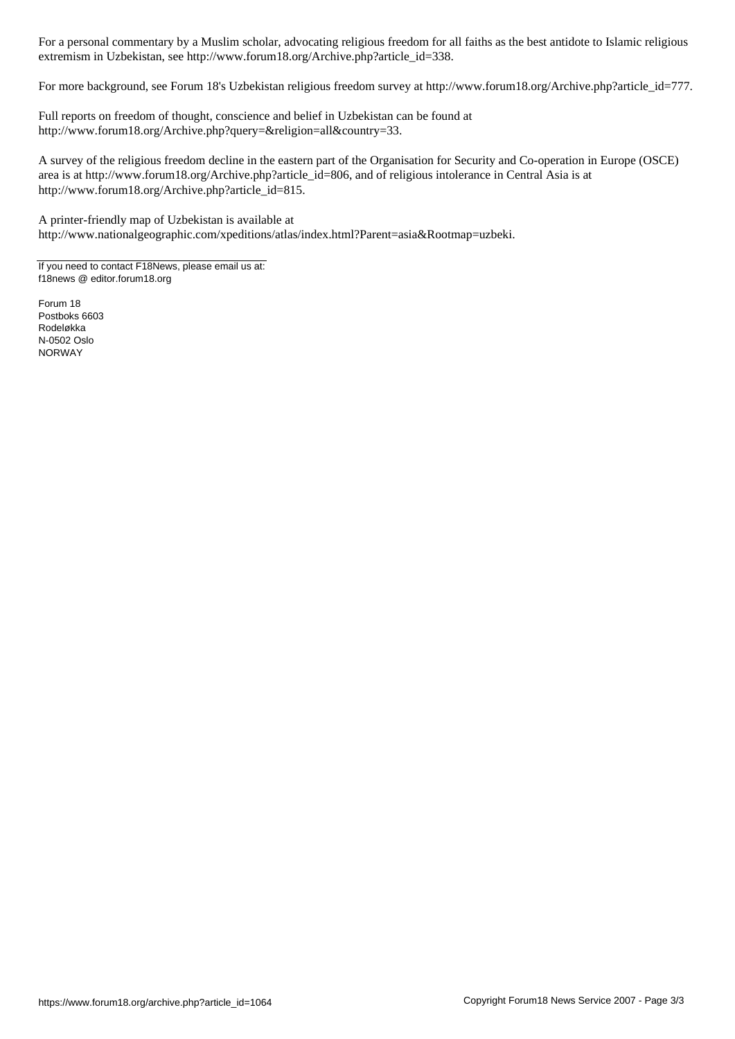For a personal commentary by a Muslim scholar, advocating religious freedom for all faiths as the best antidote to Islamic religious extremism in Uzbekistan, see http://www.forum18.org/Archive.php?article_id=338.

For more background, see Forum 18's Uzbekistan religious freedom survey at http://www.forum18.org/Archive.php?article_id=777.

Full reports on freedom of thought, conscience and belief in Uzbekistan can be found at http://www.forum18.org/Archive.php?query=&religion=all&country=33.

A survey of the religious freedom decline in the eastern part of the Organisation for Security and Co-operation in Europe (OSCE) area is at http://www.forum18.org/Archive.php?article_id=806, and of religious intolerance in Central Asia is at http://www.forum18.org/Archive.php?article_id=815.

A printer-friendly map of Uzbekistan is available at http://www.nationalgeographic.com/xpeditions/atlas/index.html?Parent=asia&Rootmap=uzbeki.

If you need to contact F18News, please email us at:
f18news @ editor.forum18.org

Forum 18
Postboks 6603
Rodeløkka
N-0502 Oslo
NORWAY